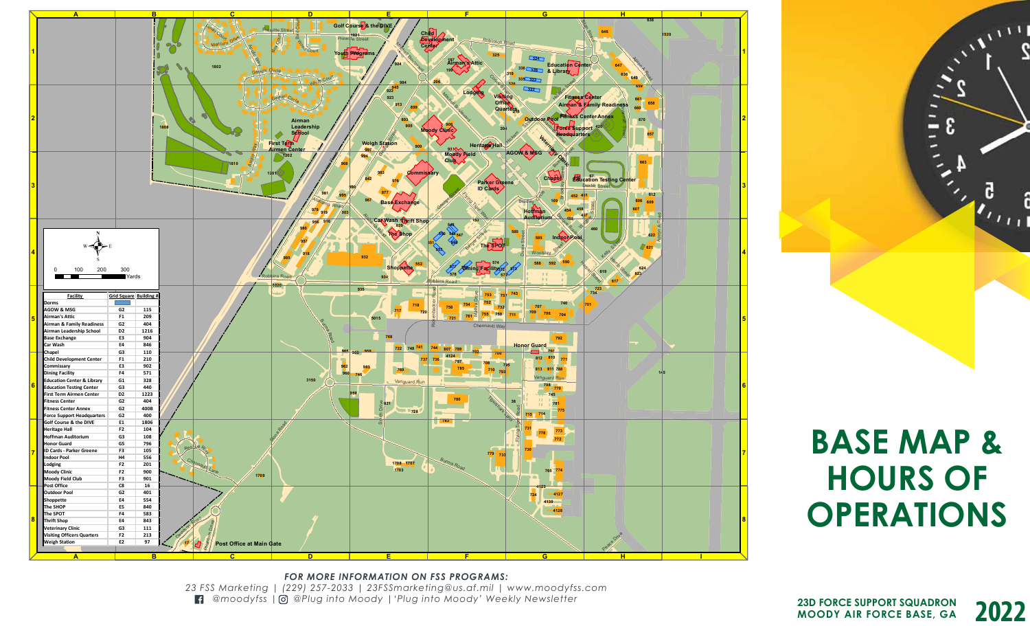# BASE MAP & HOURS OF OPERATIONS

| Facility | Grid Square | Building # |
|---|---|---|
| Dorms | | |
| AGOW & MSG | G2 | 115 |
| Airman's Attic | F1 | 209 |
| Airman & Family Readiness | G2 | 404 |
| Airman Leadership School | D2 | 1216 |
| Base Exchange | E3 | 904 |
| Car Wash | E4 | 846 |
| Chapel | G3 | 110 |
| Child Development Center | F1 | 210 |
| Commissary | E3 | 902 |
| Dining Facility | F4 | 571 |
| Education Center & Library | G1 | 328 |
| Education Testing Center | G3 | 440 |
| First Term Airmen Center | D2 | 1223 |
| Fitness Center | G2 | 404 |
| Fitness Center Annex | G2 | 400B |
| Force Support Headquarters | G2 | 400 |
| Golf Course & the DIVE | E1 | 1806 |
| Heritage Hall | F2 | 104 |
| Hoffman Auditorium | G3 | 108 |
| Honor Guard | G5 | 796 |
| ID Cards - Parker Greene | F3 | 105 |
| Indoor Pool | H4 | 556 |
| Lodging | F2 | 201 |
| Moody Clinic | F2 | 900 |
| Moody Field Club | F3 | 901 |
| Post Office | C8 | 16 |
| Outdoor Pool | G2 | 401 |
| Shoppette | E4 | 554 |
| The SHOP | E5 | 840 |
| The SPOT | F4 | 583 |
| Thrift Shop | E4 | 843 |
| Veterinary Clinic | G3 | 111 |
| Visiting Officers Quarters | F2 | 213 |
| Weigh Station | E2 | 97 |

*FOR MORE INFORMATION ON FSS PROGRAMS:*

*23 FSS Marketing | (229) 257-2033 | 23FSSmarketing@us.af.mil | www.moodyfss.com*

*@moodyfss | @Plug into Moody | 'Plug into Moody' Weekly Newsletter*

**23D FORCE SUPPORT SQUADRON**
**MOODY AIR FORCE BASE, GA**

**2022**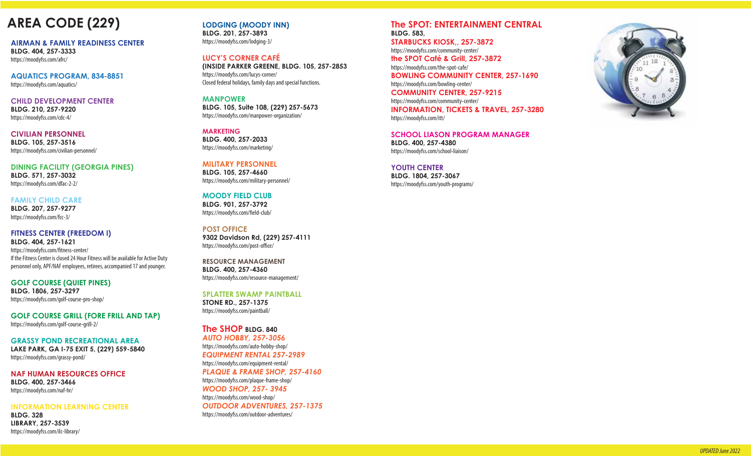# AREA CODE (229)

**AIRMAN & FAMILY READINESS CENTER**
**BLDG. 404, 257-3333**
https://moodyfss.com/afrc/

**AQUATICS PROGRAM, 834-8851**
https://moodyfss.com/aquatics/

**CHILD DEVELOPMENT CENTER**
**BLDG. 210, 257-9220**
https://moodyfss.com/cdc-4/

**CIVILIAN PERSONNEL**
**BLDG. 105, 257-3516**
https://moodyfss.com/civilian-personnel/

**DINING FACILITY (GEORGIA PINES)**
**BLDG. 571, 257-3032**
https://moodyfss.com/dfac-2-2/

**FAMILY CHILD CARE**
**BLDG. 207, 257-9277**
https://moodyfss.com/fcc-3/

**FITNESS CENTER (FREEDOM I)**
**BLDG. 404, 257-1621**
https://moodyfss.com/fitness-center/
If the Fitness Center is closed 24 Hour Fitness will be available for Active Duty personnel only, APF/NAF employees, retirees, accompanied 17 and younger.

**GOLF COURSE (QUIET PINES)**
**BLDG. 1806, 257-3297**
https://moodyfss.com/golf-course-pro-shop/

**GOLF COURSE GRILL (FORE FRILL AND TAP)**
https://moodyfss.com/golf-course-grill-2/

**GRASSY POND RECREATIONAL AREA**
**LAKE PARK, GA I-75 EXIT 5, (229) 559-5840**
https://moodyfss.com/grassy-pond/

**NAF HUMAN RESOURCES OFFICE**
**BLDG. 400, 257-3466**
https://moodyfss.com/naf-hr/

**INFORMATION LEARNING CENTER**
**BLDG. 328**
**LIBRARY, 257-3539**
https://moodyfss.com/ilc-library/

**LODGING (MOODY INN)**
**BLDG. 201, 257-3893**
https://moodyfss.com/lodging-3/

**LUCY'S CORNER CAFÉ**
**(INSIDE PARKER GREENE, BLDG. 105, 257-2853**
https://moodyfss.com/lucys-corner/
Closed federal holidays, family days and special functions.

**MANPOWER**
**BLDG. 105, Suite 108, (229) 257-5673**
https://moodyfss.com/manpower-organization/

**MARKETING**
**BLDG. 400, 257-2033**
https://moodyfss.com/marketing/

**MILITARY PERSONNEL**
**BLDG. 105, 257-4660**
https://moodyfss.com/military-personnel/

**MOODY FIELD CLUB**
**BLDG. 901, 257-3792**
https://moodyfss.com/field-club/

**POST OFFICE**
**9302 Davidson Rd, (229) 257-4111**
https://moodyfss.com/post-office/

**RESOURCE MANAGEMENT**
**BLDG. 400, 257-4360**
https://moodyfss.com/resource-management/

**SPLATTER SWAMP PAINTBALL**
**STONE RD., 257-1375**
https://moodyfss.com/paintball/

**The SHOP BLDG. 840**
***AUTO HOBBY, 257-3056***
https://moodyfss.com/auto-hobby-shop/
***EQUIPMENT RENTAL 257-2989***
https://moodyfss.com/equipment-rental/
***PLAQUE & FRAME SHOP, 257-4160***
https://moodyfss.com/plaque-frame-shop/
***WOOD SHOP, 257- 3945***
https://moodyfss.com/wood-shop/
***OUTDOOR ADVENTURES, 257-1375***
https://moodyfss.com/outdoor-adventures/

**The SPOT: ENTERTAINMENT CENTRAL**
**BLDG. 583,**
**STARBUCKS KIOSK,, 257-3872**
https://moodyfss.com/community-center/
**the SPOT Café & Grill, 257-3872**
https://moodyfss.com/the-spot-cafe/
**BOWLING COMMUNITY CENTER, 257-1690**
https://moodyfss.com/bowling-center/
**COMMUNITY CENTER, 257-9215**
https://moodyfss.com/community-center/
**INFORMATION, TICKETS & TRAVEL, 257-3280**
https://moodyfss.com/itt/

**SCHOOL LIASON PROGRAM MANAGER**
**BLDG. 400, 257-4380**
https://moodyfss.com/school-liaison/

**YOUTH CENTER**
**BLDG. 1804, 257-3067**
https://moodyfss.com/youth-programs/

*UPDATED June 2022*